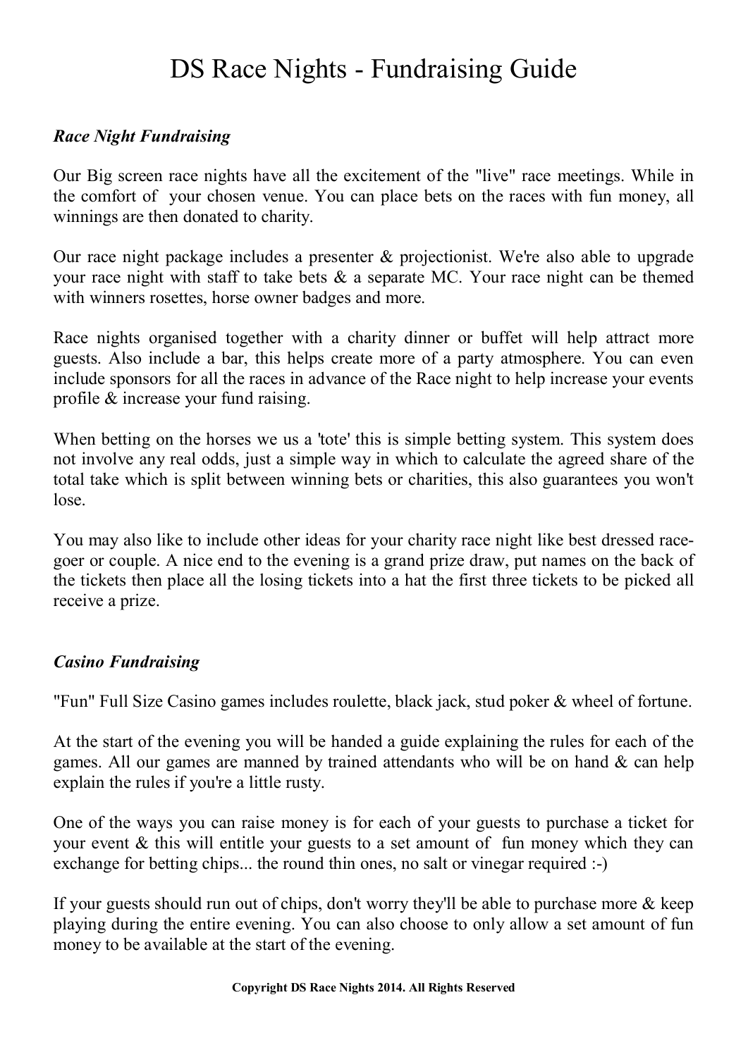# DS Race Nights - Fundraising Guide

### *Race Night Fundraising*

Our Big screen race nights have all the excitement of the "live" race meetings. While in the comfort of your chosen venue. You can place bets on the races with fun money, all winnings are then donated to charity.

Our race night package includes a presenter & projectionist. We're also able to upgrade your race night with staff to take bets & a separate MC. Your race night can be themed with winners rosettes, horse owner badges and more.

Race nights organised together with a charity dinner or buffet will help attract more guests. Also include a bar, this helps create more of a party atmosphere. You can even include sponsors for all the races in advance of the Race night to help increase your events profile & increase your fund raising.

When betting on the horses we us a 'tote' this is simple betting system. This system does not involve any real odds, just a simple way in which to calculate the agreed share of the total take which is split between winning bets or charities, this also guarantees you won't lose.

You may also like to include other ideas for your charity race night like best dressed race-goer or couple. A nice end to the evening is a grand prize draw, put names on the back of the tickets then place all the losing tickets into a hat the first three tickets to be picked all receive a prize.

### *Casino Fundraising*

"Fun" Full Size Casino games includes roulette, black jack, stud poker & wheel of fortune.

At the start of the evening you will be handed a guide explaining the rules for each of the games. All our games are manned by trained attendants who will be on hand & can help explain the rules if you're a little rusty.

One of the ways you can raise money is for each of your guests to purchase a ticket for your event & this will entitle your guests to a set amount of fun money which they can exchange for betting chips... the round thin ones, no salt or vinegar required :-)

If your guests should run out of chips, don't worry they'll be able to purchase more & keep playing during the entire evening. You can also choose to only allow a set amount of fun money to be available at the start of the evening.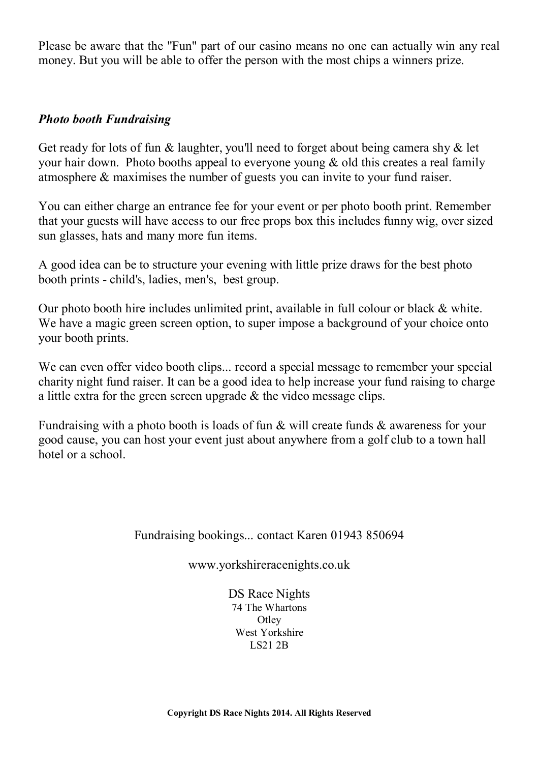Please be aware that the "Fun" part of our casino means no one can actually win any real money. But you will be able to offer the person with the most chips a winners prize.

***Photo booth Fundraising***

Get ready for lots of fun & laughter, you'll need to forget about being camera shy & let your hair down. Photo booths appeal to everyone young & old this creates a real family atmosphere & maximises the number of guests you can invite to your fund raiser.

You can either charge an entrance fee for your event or per photo booth print. Remember that your guests will have access to our free props box this includes funny wig, over sized sun glasses, hats and many more fun items.

A good idea can be to structure your evening with little prize draws for the best photo booth prints - child's, ladies, men's, best group.

Our photo booth hire includes unlimited print, available in full colour or black & white. We have a magic green screen option, to super impose a background of your choice onto your booth prints.

We can even offer video booth clips... record a special message to remember your special charity night fund raiser. It can be a good idea to help increase your fund raising to charge a little extra for the green screen upgrade & the video message clips.

Fundraising with a photo booth is loads of fun & will create funds & awareness for your good cause, you can host your event just about anywhere from a golf club to a town hall hotel or a school.

Fundraising bookings... contact Karen 01943 850694

www.yorkshireracenights.co.uk

DS Race Nights
74 The Whartons
Otley
West Yorkshire
LS21 2B

**Copyright DS Race Nights 2014. All Rights Reserved**